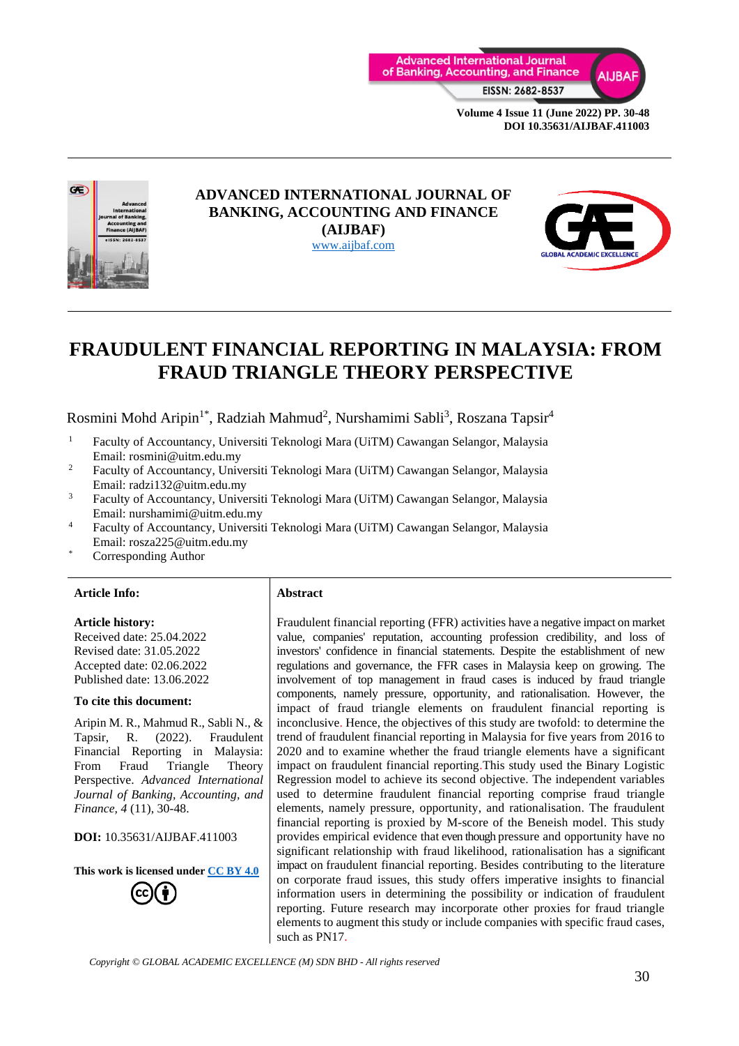ADVANCED INTERNATIONAL JOURNAL OF BANKING, ACCOUNTING AND FINANCE (AIJBAF)
www.aijbaf.com

# FRAUDULENT FINANCIAL REPORTING IN MALAYSIA: FROM FRAUD TRIANGLE THEORY PERSPECTIVE

Rosmini Mohd Aripin[1*], Radziah Mahmud[2], Nurshamimi Sabli[3], Roszana Tapsir[4]

[1] Faculty of Accountancy, Universiti Teknologi Mara (UiTM) Cawangan Selangor, Malaysia
Email: rosmini@uitm.edu.my
[2] Faculty of Accountancy, Universiti Teknologi Mara (UiTM) Cawangan Selangor, Malaysia
Email: radzi132@uitm.edu.my
[3] Faculty of Accountancy, Universiti Teknologi Mara (UiTM) Cawangan Selangor, Malaysia
Email: nurshamimi@uitm.edu.my
[4] Faculty of Accountancy, Universiti Teknologi Mara (UiTM) Cawangan Selangor, Malaysia
Email: rosza225@uitm.edu.my
[*] Corresponding Author

**Article Info:**

**Article history:**
Received date: 25.04.2022
Revised date: 31.05.2022
Accepted date: 02.06.2022
Published date: 13.06.2022

**To cite this document:**

Aripin M. R., Mahmud R., Sabli N., & Tapsir, R. (2022). Fraudulent Financial Reporting in Malaysia: From Fraud Triangle Theory Perspective. *Advanced International Journal of Banking, Accounting, and Finance, 4* (11), 30-48.

**DOI:** 10.35631/AIJBAF.411003

**This work is licensed under CC BY 4.0**

**Abstract**

Fraudulent financial reporting (FFR) activities have a negative impact on market value, companies' reputation, accounting profession credibility, and loss of investors' confidence in financial statements. Despite the establishment of new regulations and governance, the FFR cases in Malaysia keep on growing. The involvement of top management in fraud cases is induced by fraud triangle components, namely pressure, opportunity, and rationalisation. However, the impact of fraud triangle elements on fraudulent financial reporting is inconclusive. Hence, the objectives of this study are twofold: to determine the trend of fraudulent financial reporting in Malaysia for five years from 2016 to 2020 and to examine whether the fraud triangle elements have a significant impact on fraudulent financial reporting.This study used the Binary Logistic Regression model to achieve its second objective. The independent variables used to determine fraudulent financial reporting comprise fraud triangle elements, namely pressure, opportunity, and rationalisation. The fraudulent financial reporting is proxied by M-score of the Beneish model. This study provides empirical evidence that even though pressure and opportunity have no significant relationship with fraud likelihood, rationalisation has a significant impact on fraudulent financial reporting. Besides contributing to the literature on corporate fraud issues, this study offers imperative insights to financial information users in determining the possibility or indication of fraudulent reporting. Future research may incorporate other proxies for fraud triangle elements to augment this study or include companies with specific fraud cases, such as PN17.

*Copyright © GLOBAL ACADEMIC EXCELLENCE (M) SDN BHD - All rights reserved*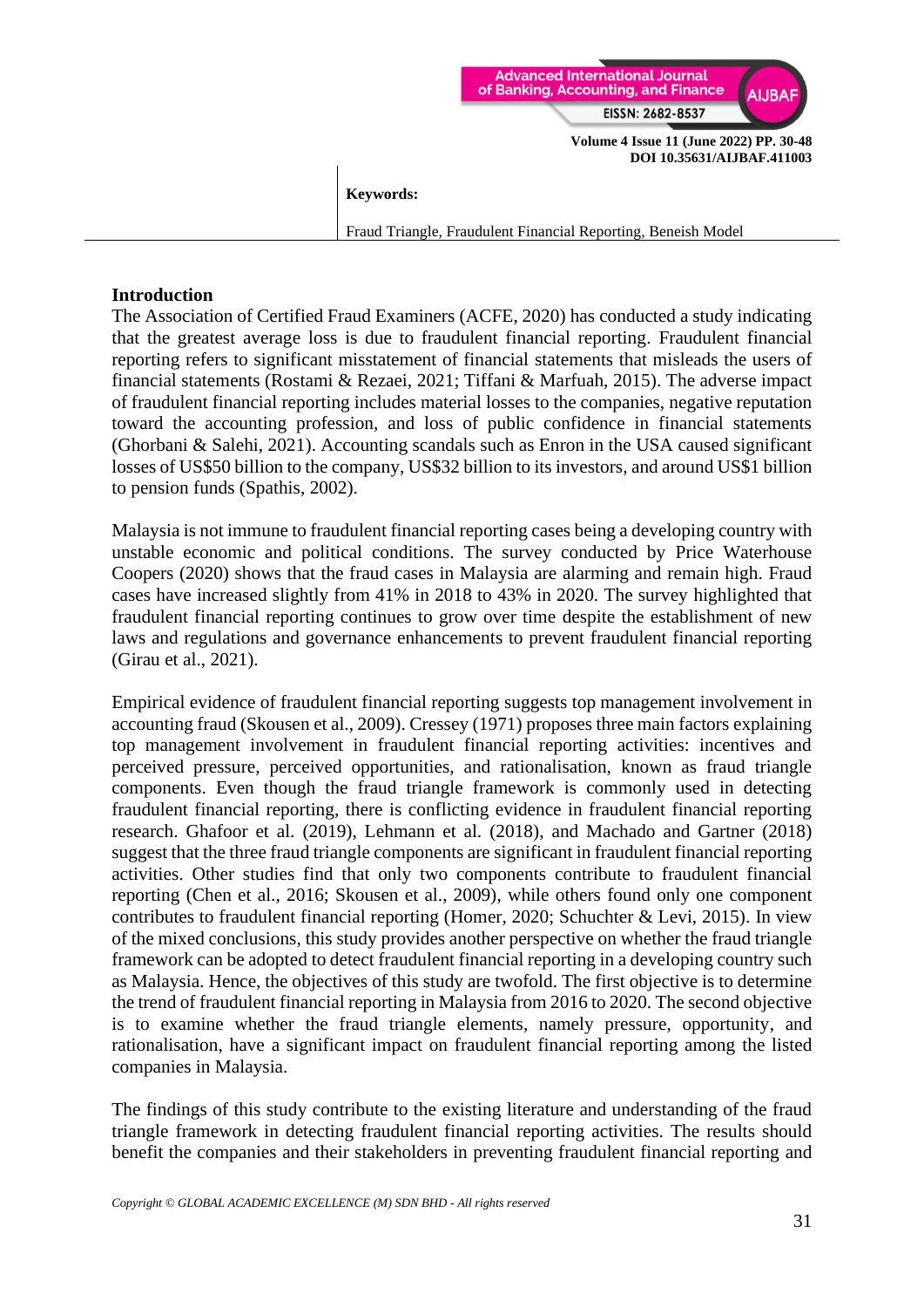**Keywords:**

Fraud Triangle, Fraudulent Financial Reporting, Beneish Model

## Introduction

The Association of Certified Fraud Examiners (ACFE, 2020) has conducted a study indicating that the greatest average loss is due to fraudulent financial reporting. Fraudulent financial reporting refers to significant misstatement of financial statements that misleads the users of financial statements (Rostami & Rezaei, 2021; Tiffani & Marfuah, 2015). The adverse impact of fraudulent financial reporting includes material losses to the companies, negative reputation toward the accounting profession, and loss of public confidence in financial statements (Ghorbani & Salehi, 2021). Accounting scandals such as Enron in the USA caused significant losses of US$50 billion to the company, US$32 billion to its investors, and around US$1 billion to pension funds (Spathis, 2002).

Malaysia is not immune to fraudulent financial reporting cases being a developing country with unstable economic and political conditions. The survey conducted by Price Waterhouse Coopers (2020) shows that the fraud cases in Malaysia are alarming and remain high. Fraud cases have increased slightly from 41% in 2018 to 43% in 2020. The survey highlighted that fraudulent financial reporting continues to grow over time despite the establishment of new laws and regulations and governance enhancements to prevent fraudulent financial reporting (Girau et al., 2021).

Empirical evidence of fraudulent financial reporting suggests top management involvement in accounting fraud (Skousen et al., 2009). Cressey (1971) proposes three main factors explaining top management involvement in fraudulent financial reporting activities: incentives and perceived pressure, perceived opportunities, and rationalisation, known as fraud triangle components. Even though the fraud triangle framework is commonly used in detecting fraudulent financial reporting, there is conflicting evidence in fraudulent financial reporting research. Ghafoor et al. (2019), Lehmann et al. (2018), and Machado and Gartner (2018) suggest that the three fraud triangle components are significant in fraudulent financial reporting activities. Other studies find that only two components contribute to fraudulent financial reporting (Chen et al., 2016; Skousen et al., 2009), while others found only one component contributes to fraudulent financial reporting (Homer, 2020; Schuchter & Levi, 2015). In view of the mixed conclusions, this study provides another perspective on whether the fraud triangle framework can be adopted to detect fraudulent financial reporting in a developing country such as Malaysia. Hence, the objectives of this study are twofold. The first objective is to determine the trend of fraudulent financial reporting in Malaysia from 2016 to 2020. The second objective is to examine whether the fraud triangle elements, namely pressure, opportunity, and rationalisation, have a significant impact on fraudulent financial reporting among the listed companies in Malaysia.

The findings of this study contribute to the existing literature and understanding of the fraud triangle framework in detecting fraudulent financial reporting activities. The results should benefit the companies and their stakeholders in preventing fraudulent financial reporting and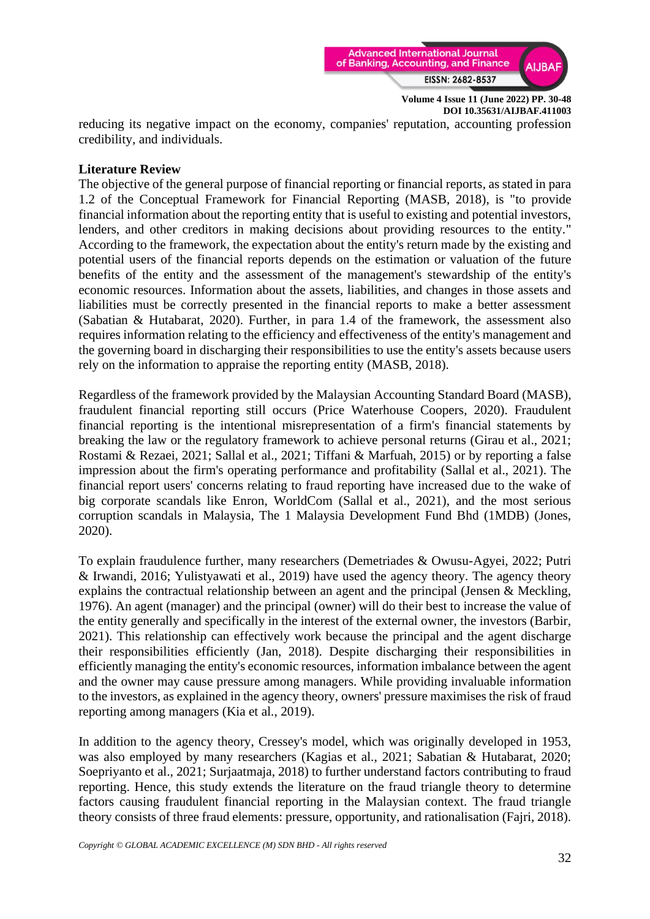reducing its negative impact on the economy, companies' reputation, accounting profession credibility, and individuals.

## Literature Review

The objective of the general purpose of financial reporting or financial reports, as stated in para 1.2 of the Conceptual Framework for Financial Reporting (MASB, 2018), is "to provide financial information about the reporting entity that is useful to existing and potential investors, lenders, and other creditors in making decisions about providing resources to the entity." According to the framework, the expectation about the entity's return made by the existing and potential users of the financial reports depends on the estimation or valuation of the future benefits of the entity and the assessment of the management's stewardship of the entity's economic resources. Information about the assets, liabilities, and changes in those assets and liabilities must be correctly presented in the financial reports to make a better assessment (Sabatian & Hutabarat, 2020). Further, in para 1.4 of the framework, the assessment also requires information relating to the efficiency and effectiveness of the entity's management and the governing board in discharging their responsibilities to use the entity's assets because users rely on the information to appraise the reporting entity (MASB, 2018).

Regardless of the framework provided by the Malaysian Accounting Standard Board (MASB), fraudulent financial reporting still occurs (Price Waterhouse Coopers, 2020). Fraudulent financial reporting is the intentional misrepresentation of a firm's financial statements by breaking the law or the regulatory framework to achieve personal returns (Girau et al., 2021; Rostami & Rezaei, 2021; Sallal et al., 2021; Tiffani & Marfuah, 2015) or by reporting a false impression about the firm's operating performance and profitability (Sallal et al., 2021). The financial report users' concerns relating to fraud reporting have increased due to the wake of big corporate scandals like Enron, WorldCom (Sallal et al., 2021), and the most serious corruption scandals in Malaysia, The 1 Malaysia Development Fund Bhd (1MDB) (Jones, 2020).

To explain fraudulence further, many researchers (Demetriades & Owusu-Agyei, 2022; Putri & Irwandi, 2016; Yulistyawati et al., 2019) have used the agency theory. The agency theory explains the contractual relationship between an agent and the principal (Jensen & Meckling, 1976). An agent (manager) and the principal (owner) will do their best to increase the value of the entity generally and specifically in the interest of the external owner, the investors (Barbir, 2021). This relationship can effectively work because the principal and the agent discharge their responsibilities efficiently (Jan, 2018). Despite discharging their responsibilities in efficiently managing the entity's economic resources, information imbalance between the agent and the owner may cause pressure among managers. While providing invaluable information to the investors, as explained in the agency theory, owners' pressure maximises the risk of fraud reporting among managers (Kia et al., 2019).

In addition to the agency theory, Cressey's model, which was originally developed in 1953, was also employed by many researchers (Kagias et al., 2021; Sabatian & Hutabarat, 2020; Soepriyanto et al., 2021; Surjaatmaja, 2018) to further understand factors contributing to fraud reporting. Hence, this study extends the literature on the fraud triangle theory to determine factors causing fraudulent financial reporting in the Malaysian context. The fraud triangle theory consists of three fraud elements: pressure, opportunity, and rationalisation (Fajri, 2018).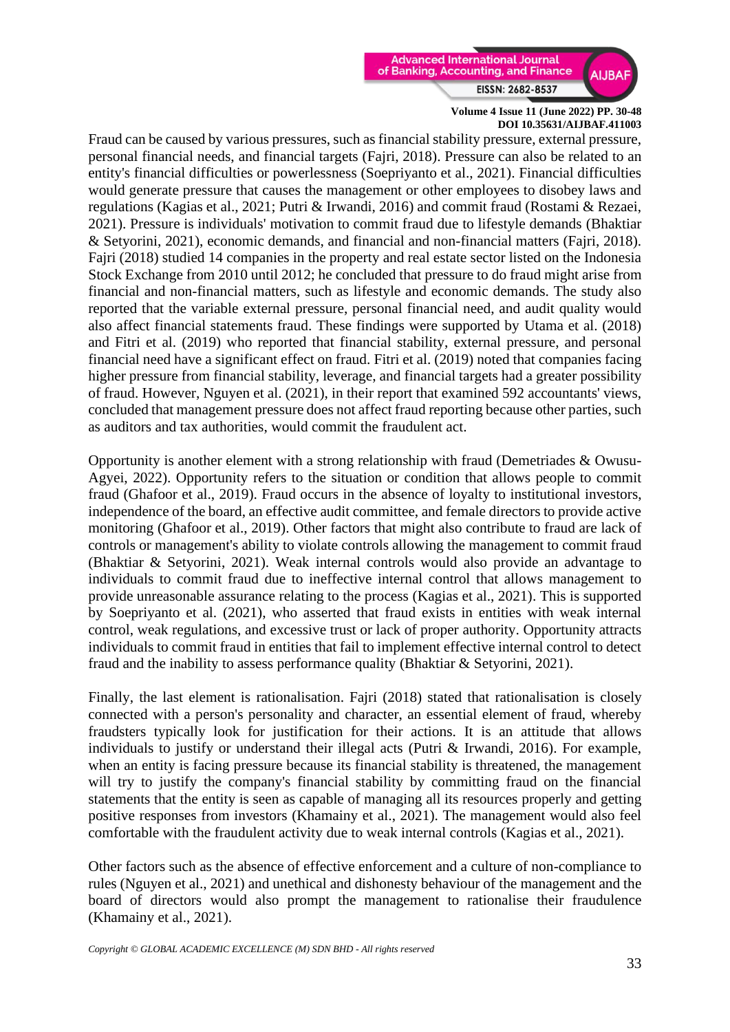Fraud can be caused by various pressures, such as financial stability pressure, external pressure, personal financial needs, and financial targets (Fajri, 2018). Pressure can also be related to an entity's financial difficulties or powerlessness (Soepriyanto et al., 2021). Financial difficulties would generate pressure that causes the management or other employees to disobey laws and regulations (Kagias et al., 2021; Putri & Irwandi, 2016) and commit fraud (Rostami & Rezaei, 2021). Pressure is individuals' motivation to commit fraud due to lifestyle demands (Bhaktiar & Setyorini, 2021), economic demands, and financial and non-financial matters (Fajri, 2018). Fajri (2018) studied 14 companies in the property and real estate sector listed on the Indonesia Stock Exchange from 2010 until 2012; he concluded that pressure to do fraud might arise from financial and non-financial matters, such as lifestyle and economic demands. The study also reported that the variable external pressure, personal financial need, and audit quality would also affect financial statements fraud. These findings were supported by Utama et al. (2018) and Fitri et al. (2019) who reported that financial stability, external pressure, and personal financial need have a significant effect on fraud. Fitri et al. (2019) noted that companies facing higher pressure from financial stability, leverage, and financial targets had a greater possibility of fraud. However, Nguyen et al. (2021), in their report that examined 592 accountants' views, concluded that management pressure does not affect fraud reporting because other parties, such as auditors and tax authorities, would commit the fraudulent act.

Opportunity is another element with a strong relationship with fraud (Demetriades & Owusu-Agyei, 2022). Opportunity refers to the situation or condition that allows people to commit fraud (Ghafoor et al., 2019). Fraud occurs in the absence of loyalty to institutional investors, independence of the board, an effective audit committee, and female directors to provide active monitoring (Ghafoor et al., 2019). Other factors that might also contribute to fraud are lack of controls or management's ability to violate controls allowing the management to commit fraud (Bhaktiar & Setyorini, 2021). Weak internal controls would also provide an advantage to individuals to commit fraud due to ineffective internal control that allows management to provide unreasonable assurance relating to the process (Kagias et al., 2021). This is supported by Soepriyanto et al. (2021), who asserted that fraud exists in entities with weak internal control, weak regulations, and excessive trust or lack of proper authority. Opportunity attracts individuals to commit fraud in entities that fail to implement effective internal control to detect fraud and the inability to assess performance quality (Bhaktiar & Setyorini, 2021).

Finally, the last element is rationalisation. Fajri (2018) stated that rationalisation is closely connected with a person's personality and character, an essential element of fraud, whereby fraudsters typically look for justification for their actions. It is an attitude that allows individuals to justify or understand their illegal acts (Putri & Irwandi, 2016). For example, when an entity is facing pressure because its financial stability is threatened, the management will try to justify the company's financial stability by committing fraud on the financial statements that the entity is seen as capable of managing all its resources properly and getting positive responses from investors (Khamainy et al., 2021). The management would also feel comfortable with the fraudulent activity due to weak internal controls (Kagias et al., 2021).

Other factors such as the absence of effective enforcement and a culture of non-compliance to rules (Nguyen et al., 2021) and unethical and dishonesty behaviour of the management and the board of directors would also prompt the management to rationalise their fraudulence (Khamainy et al., 2021).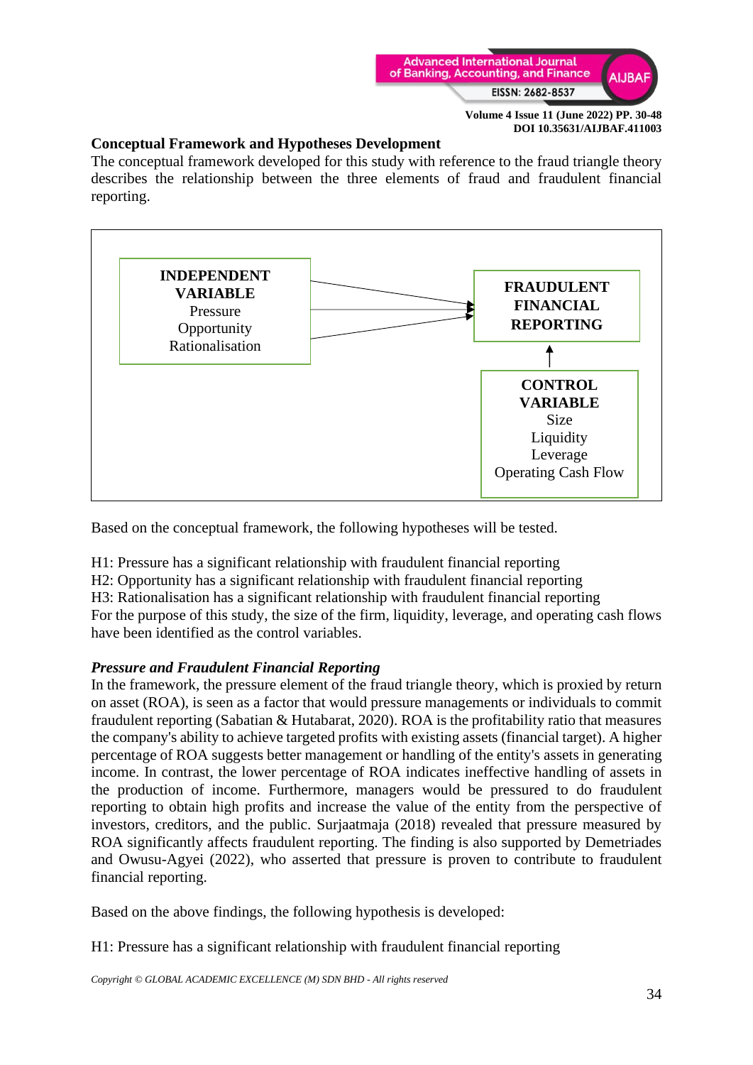### Conceptual Framework and Hypotheses Development

The conceptual framework developed for this study with reference to the fraud triangle theory describes the relationship between the three elements of fraud and fraudulent financial reporting.

**INDEPENDENT VARIABLE**
Pressure
Opportunity
Rationalisation

**FRAUDULENT FINANCIAL REPORTING**

**CONTROL VARIABLE**
Size
Liquidity
Leverage
Operating Cash Flow

Based on the conceptual framework, the following hypotheses will be tested.

H1: Pressure has a significant relationship with fraudulent financial reporting
H2: Opportunity has a significant relationship with fraudulent financial reporting
H3: Rationalisation has a significant relationship with fraudulent financial reporting
For the purpose of this study, the size of the firm, liquidity, leverage, and operating cash flows have been identified as the control variables.

#### *Pressure and Fraudulent Financial Reporting*

In the framework, the pressure element of the fraud triangle theory, which is proxied by return on asset (ROA), is seen as a factor that would pressure managements or individuals to commit fraudulent reporting (Sabatian & Hutabarat, 2020). ROA is the profitability ratio that measures the company's ability to achieve targeted profits with existing assets (financial target). A higher percentage of ROA suggests better management or handling of the entity's assets in generating income. In contrast, the lower percentage of ROA indicates ineffective handling of assets in the production of income. Furthermore, managers would be pressured to do fraudulent reporting to obtain high profits and increase the value of the entity from the perspective of investors, creditors, and the public. Surjaatmaja (2018) revealed that pressure measured by ROA significantly affects fraudulent reporting. The finding is also supported by Demetriades and Owusu-Agyei (2022), who asserted that pressure is proven to contribute to fraudulent financial reporting.

Based on the above findings, the following hypothesis is developed:

H1: Pressure has a significant relationship with fraudulent financial reporting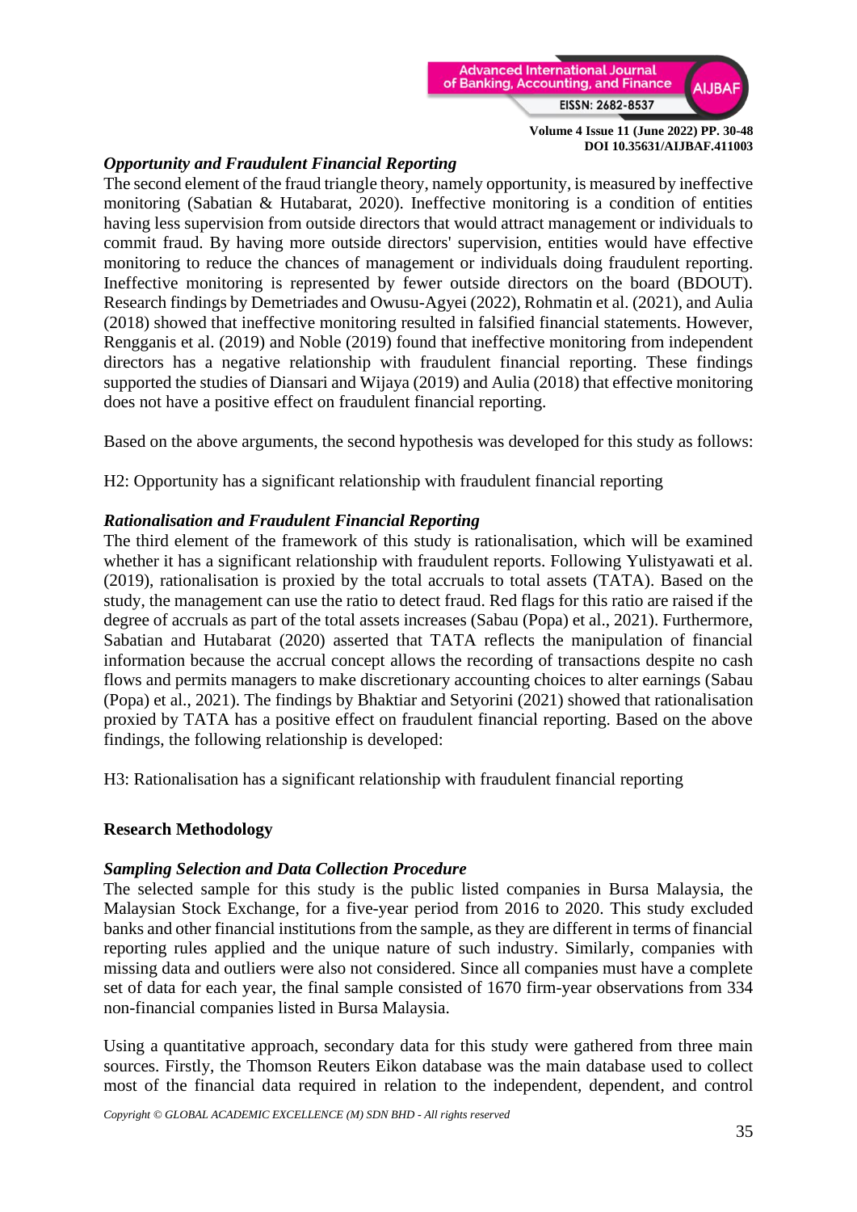### *Opportunity and Fraudulent Financial Reporting*

The second element of the fraud triangle theory, namely opportunity, is measured by ineffective monitoring (Sabatian & Hutabarat, 2020). Ineffective monitoring is a condition of entities having less supervision from outside directors that would attract management or individuals to commit fraud. By having more outside directors' supervision, entities would have effective monitoring to reduce the chances of management or individuals doing fraudulent reporting. Ineffective monitoring is represented by fewer outside directors on the board (BDOUT). Research findings by Demetriades and Owusu-Agyei (2022), Rohmatin et al. (2021), and Aulia (2018) showed that ineffective monitoring resulted in falsified financial statements. However, Rengganis et al. (2019) and Noble (2019) found that ineffective monitoring from independent directors has a negative relationship with fraudulent financial reporting. These findings supported the studies of Diansari and Wijaya (2019) and Aulia (2018) that effective monitoring does not have a positive effect on fraudulent financial reporting.

Based on the above arguments, the second hypothesis was developed for this study as follows:

H2: Opportunity has a significant relationship with fraudulent financial reporting

### *Rationalisation and Fraudulent Financial Reporting*

The third element of the framework of this study is rationalisation, which will be examined whether it has a significant relationship with fraudulent reports. Following Yulistyawati et al. (2019), rationalisation is proxied by the total accruals to total assets (TATA). Based on the study, the management can use the ratio to detect fraud. Red flags for this ratio are raised if the degree of accruals as part of the total assets increases (Sabau (Popa) et al., 2021). Furthermore, Sabatian and Hutabarat (2020) asserted that TATA reflects the manipulation of financial information because the accrual concept allows the recording of transactions despite no cash flows and permits managers to make discretionary accounting choices to alter earnings (Sabau (Popa) et al., 2021). The findings by Bhaktiar and Setyorini (2021) showed that rationalisation proxied by TATA has a positive effect on fraudulent financial reporting. Based on the above findings, the following relationship is developed:

H3: Rationalisation has a significant relationship with fraudulent financial reporting

## Research Methodology

### *Sampling Selection and Data Collection Procedure*

The selected sample for this study is the public listed companies in Bursa Malaysia, the Malaysian Stock Exchange, for a five-year period from 2016 to 2020. This study excluded banks and other financial institutions from the sample, as they are different in terms of financial reporting rules applied and the unique nature of such industry. Similarly, companies with missing data and outliers were also not considered. Since all companies must have a complete set of data for each year, the final sample consisted of 1670 firm-year observations from 334 non-financial companies listed in Bursa Malaysia.

Using a quantitative approach, secondary data for this study were gathered from three main sources. Firstly, the Thomson Reuters Eikon database was the main database used to collect most of the financial data required in relation to the independent, dependent, and control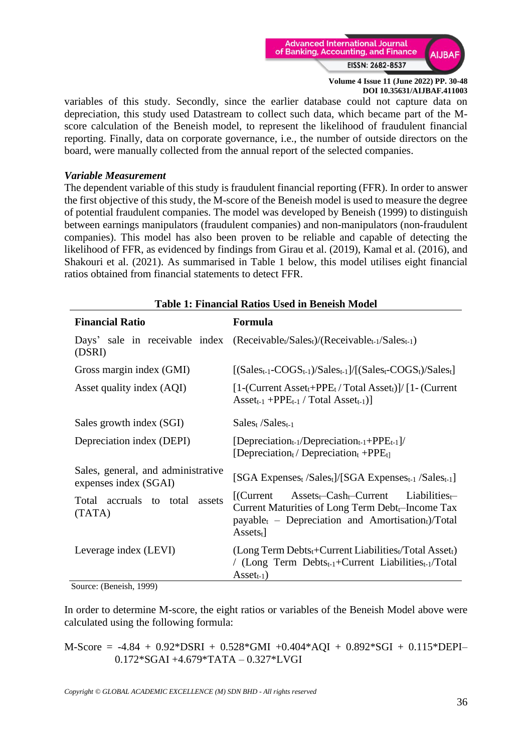variables of this study. Secondly, since the earlier database could not capture data on depreciation, this study used Datastream to collect such data, which became part of the M-score calculation of the Beneish model, to represent the likelihood of fraudulent financial reporting. Finally, data on corporate governance, i.e., the number of outside directors on the board, were manually collected from the annual report of the selected companies.

***Variable Measurement***

The dependent variable of this study is fraudulent financial reporting (FFR). In order to answer the first objective of this study, the M-score of the Beneish model is used to measure the degree of potential fraudulent companies. The model was developed by Beneish (1999) to distinguish between earnings manipulators (fraudulent companies) and non-manipulators (non-fraudulent companies). This model has also been proven to be reliable and capable of detecting the likelihood of FFR, as evidenced by findings from Girau et al. (2019), Kamal et al. (2016), and Shakouri et al. (2021). As summarised in Table 1 below, this model utilises eight financial ratios obtained from financial statements to detect FFR.

**Table 1: Financial Ratios Used in Beneish Model**

| Financial Ratio | Formula |
|---|---|
| Days' sale in receivable index (DSRI) | $(Receivable_t/Sales_t)/(Receivable_{t-1}/Sales_{t-1})$ |
| Gross margin index (GMI) | $[(Sales_{t-1}-COGS_{t-1})/Sales_{t-1}]/[(Sales_t-COGS_t)/Sales_t]$ |
| Asset quality index (AQI) | $[1-(Current\ Asset_t+PPE_t / Total\ Asset_t)]/ [1- (Current\ Asset_{t-1} +PPE_{t-1} / Total\ Asset_{t-1})]$ |
| Sales growth index (SGI) | $Sales_t /Sales_{t-1}$ |
| Depreciation index (DEPI) | $[Depreciation_{t-1}/Depreciation_{t-1}+PPE_{t-1}]/ [Depreciation_t / Depreciation_t +PPE_t]$ |
| Sales, general, and administrative expenses index (SGAI) | $[SGA\ Expenses_t /Sales_t]/[SGA\ Expenses_{t-1} /Sales_{t-1}]$ |
| Total accruals to total assets (TATA) | $[(Current\ Assets_t–Cash_t–Current\ Liabilities_t–Current\ Maturities\ of\ Long\ Term\ Debt_t–Income\ Tax\ payable_t – Depreciation\ and\ Amortisation_t)/Total\ Assets_t]$ |
| Leverage index (LEVI) | $(Long\ Term\ Debts_t+Current\ Liabilities_t/Total\ Asset_t) / (Long\ Term\ Debts_{t-1}+Current\ Liabilities_{t-1}/Total\ Asset_{t-1})$ |

Source: (Beneish, 1999)

In order to determine M-score, the eight ratios or variables of the Beneish Model above were calculated using the following formula:

$$M\text{-}Score = -4.84 + 0.92*DSRI + 0.528*GMI + 0.404*AQI + 0.892*SGI + 0.115*DEPI – 0.172*SGAI + 4.679*TATA – 0.327*LVGI$$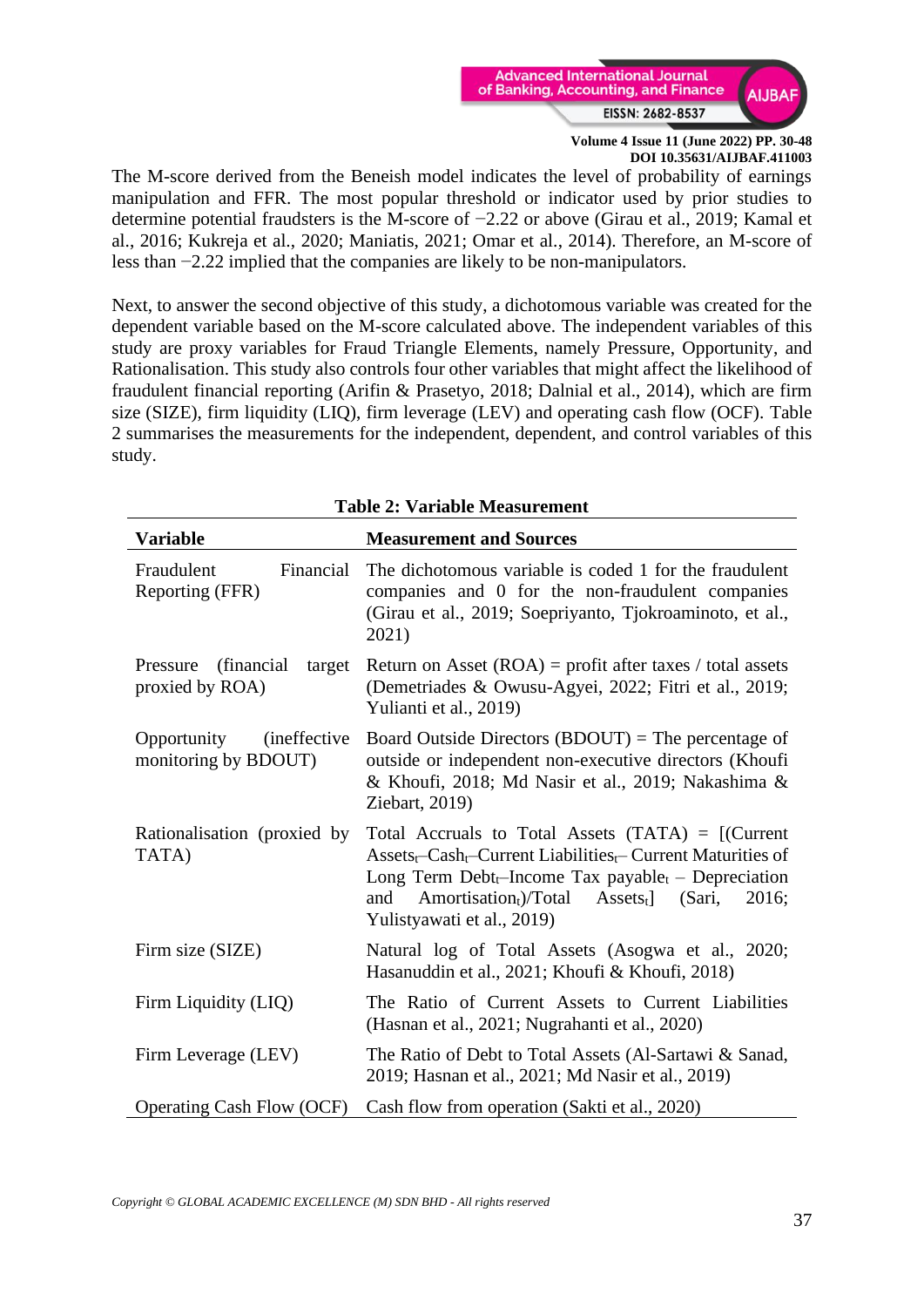The M-score derived from the Beneish model indicates the level of probability of earnings manipulation and FFR. The most popular threshold or indicator used by prior studies to determine potential fraudsters is the M-score of −2.22 or above (Girau et al., 2019; Kamal et al., 2016; Kukreja et al., 2020; Maniatis, 2021; Omar et al., 2014). Therefore, an M-score of less than −2.22 implied that the companies are likely to be non-manipulators.

Next, to answer the second objective of this study, a dichotomous variable was created for the dependent variable based on the M-score calculated above. The independent variables of this study are proxy variables for Fraud Triangle Elements, namely Pressure, Opportunity, and Rationalisation. This study also controls four other variables that might affect the likelihood of fraudulent financial reporting (Arifin & Prasetyo, 2018; Dalnial et al., 2014), which are firm size (SIZE), firm liquidity (LIQ), firm leverage (LEV) and operating cash flow (OCF). Table 2 summarises the measurements for the independent, dependent, and control variables of this study.

**Table 2: Variable Measurement**

| Variable | Measurement and Sources |
|---|---|
| Fraudulent Financial Reporting (FFR) | The dichotomous variable is coded 1 for the fraudulent companies and 0 for the non-fraudulent companies (Girau et al., 2019; Soepriyanto, Tjokroaminoto, et al., 2021) |
| Pressure (financial target proxied by ROA) | Return on Asset (ROA) = profit after taxes / total assets (Demetriades & Owusu-Agyei, 2022; Fitri et al., 2019; Yulianti et al., 2019) |
| Opportunity (ineffective monitoring by BDOUT) | Board Outside Directors (BDOUT) = The percentage of outside or independent non-executive directors (Khoufi & Khoufi, 2018; Md Nasir et al., 2019; Nakashima & Ziebart, 2019) |
| Rationalisation (proxied by TATA) | Total Accruals to Total Assets (TATA) = [(Current $\text{Assets}_t$–$\text{Cash}_t$–Current $\text{Liabilities}_t$– Current Maturities of Long Term $\text{Debt}_t$–Income Tax $\text{payable}_t$ – Depreciation and $\text{Amortisation}_t$)/Total $\text{Assets}_t$] (Sari, 2016; Yulistyawati et al., 2019) |
| Firm size (SIZE) | Natural log of Total Assets (Asogwa et al., 2020; Hasanuddin et al., 2021; Khoufi & Khoufi, 2018) |
| Firm Liquidity (LIQ) | The Ratio of Current Assets to Current Liabilities (Hasnan et al., 2021; Nugrahanti et al., 2020) |
| Firm Leverage (LEV) | The Ratio of Debt to Total Assets (Al-Sartawi & Sanad, 2019; Hasnan et al., 2021; Md Nasir et al., 2019) |
| Operating Cash Flow (OCF) | Cash flow from operation (Sakti et al., 2020) |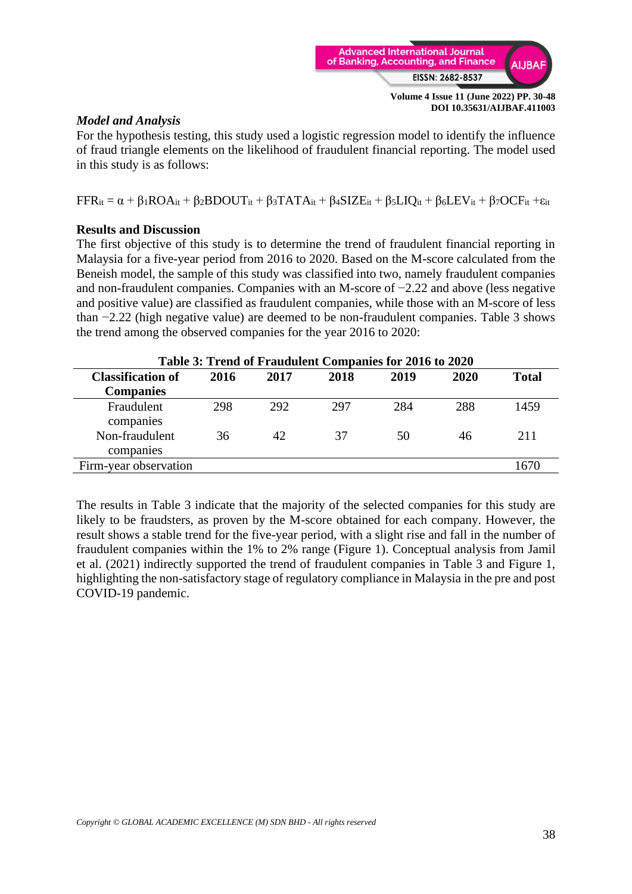### *Model and Analysis*

For the hypothesis testing, this study used a logistic regression model to identify the influence of fraud triangle elements on the likelihood of fraudulent financial reporting. The model used in this study is as follows:

$$FFR_{it} = \alpha + \beta_1 ROA_{it} + \beta_2 BDOUT_{it} + \beta_3 TATA_{it} + \beta_4 SIZE_{it} + \beta_5 LIQ_{it} + \beta_6 LEV_{it} + \beta_7 OCF_{it} + \varepsilon_{it}$$

### Results and Discussion

The first objective of this study is to determine the trend of fraudulent financial reporting in Malaysia for a five-year period from 2016 to 2020. Based on the M-score calculated from the Beneish model, the sample of this study was classified into two, namely fraudulent companies and non-fraudulent companies. Companies with an M-score of −2.22 and above (less negative and positive value) are classified as fraudulent companies, while those with an M-score of less than −2.22 (high negative value) are deemed to be non-fraudulent companies. Table 3 shows the trend among the observed companies for the year 2016 to 2020:

**Table 3: Trend of Fraudulent Companies for 2016 to 2020**

| Classification of Companies | 2016 | 2017 | 2018 | 2019 | 2020 | Total |
|---|---|---|---|---|---|---|
| Fraudulent companies | 298 | 292 | 297 | 284 | 288 | 1459 |
| Non-fraudulent companies | 36 | 42 | 37 | 50 | 46 | 211 |
| Firm-year observation | | | | | | 1670 |

The results in Table 3 indicate that the majority of the selected companies for this study are likely to be fraudsters, as proven by the M-score obtained for each company. However, the result shows a stable trend for the five-year period, with a slight rise and fall in the number of fraudulent companies within the 1% to 2% range (Figure 1). Conceptual analysis from Jamil et al. (2021) indirectly supported the trend of fraudulent companies in Table 3 and Figure 1, highlighting the non-satisfactory stage of regulatory compliance in Malaysia in the pre and post COVID-19 pandemic.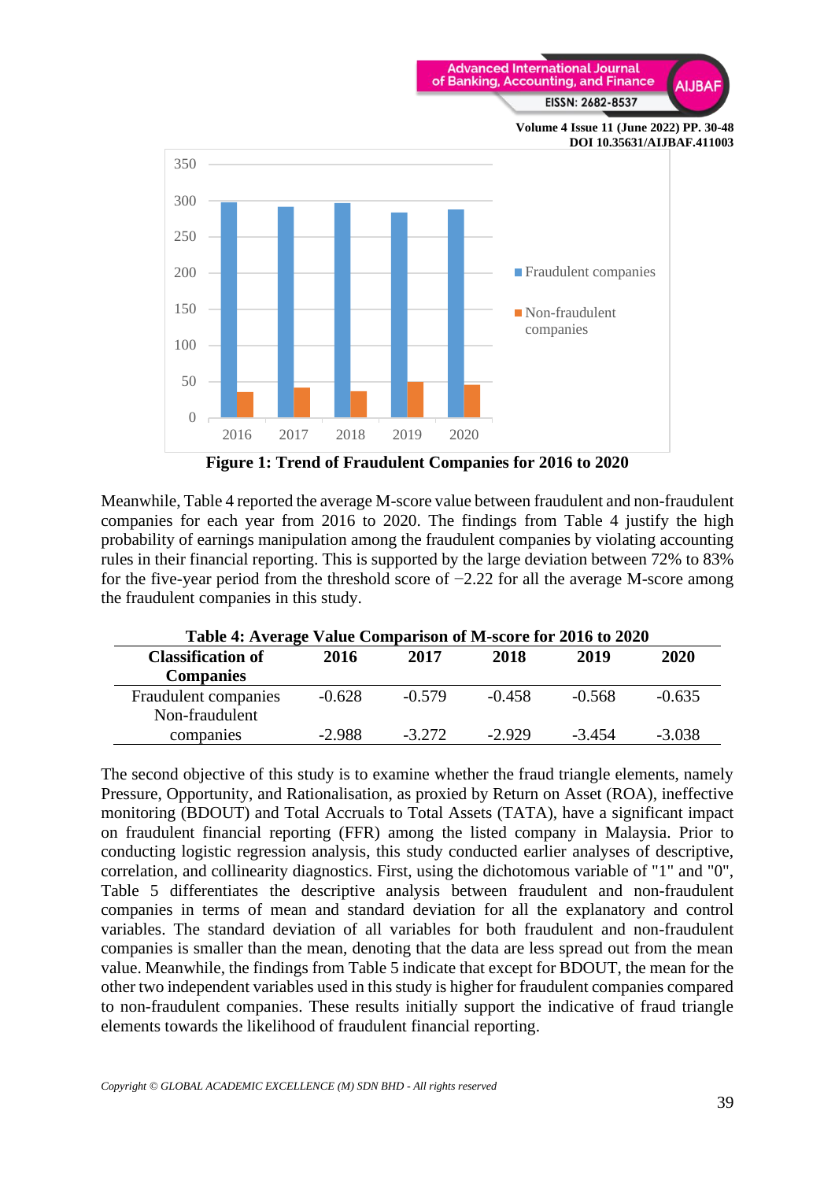**Figure 1: Trend of Fraudulent Companies for 2016 to 2020**

Meanwhile, Table 4 reported the average M-score value between fraudulent and non-fraudulent companies for each year from 2016 to 2020. The findings from Table 4 justify the high probability of earnings manipulation among the fraudulent companies by violating accounting rules in their financial reporting. This is supported by the large deviation between 72% to 83% for the five-year period from the threshold score of −2.22 for all the average M-score among the fraudulent companies in this study.

**Table 4: Average Value Comparison of M-score for 2016 to 2020**

| Classification of Companies | 2016 | 2017 | 2018 | 2019 | 2020 |
|---|---|---|---|---|---|
| Fraudulent companies | -0.628 | -0.579 | -0.458 | -0.568 | -0.635 |
| Non-fraudulent companies | -2.988 | -3.272 | -2.929 | -3.454 | -3.038 |

The second objective of this study is to examine whether the fraud triangle elements, namely Pressure, Opportunity, and Rationalisation, as proxied by Return on Asset (ROA), ineffective monitoring (BDOUT) and Total Accruals to Total Assets (TATA), have a significant impact on fraudulent financial reporting (FFR) among the listed company in Malaysia. Prior to conducting logistic regression analysis, this study conducted earlier analyses of descriptive, correlation, and collinearity diagnostics. First, using the dichotomous variable of "1" and "0", Table 5 differentiates the descriptive analysis between fraudulent and non-fraudulent companies in terms of mean and standard deviation for all the explanatory and control variables. The standard deviation of all variables for both fraudulent and non-fraudulent companies is smaller than the mean, denoting that the data are less spread out from the mean value. Meanwhile, the findings from Table 5 indicate that except for BDOUT, the mean for the other two independent variables used in this study is higher for fraudulent companies compared to non-fraudulent companies. These results initially support the indicative of fraud triangle elements towards the likelihood of fraudulent financial reporting.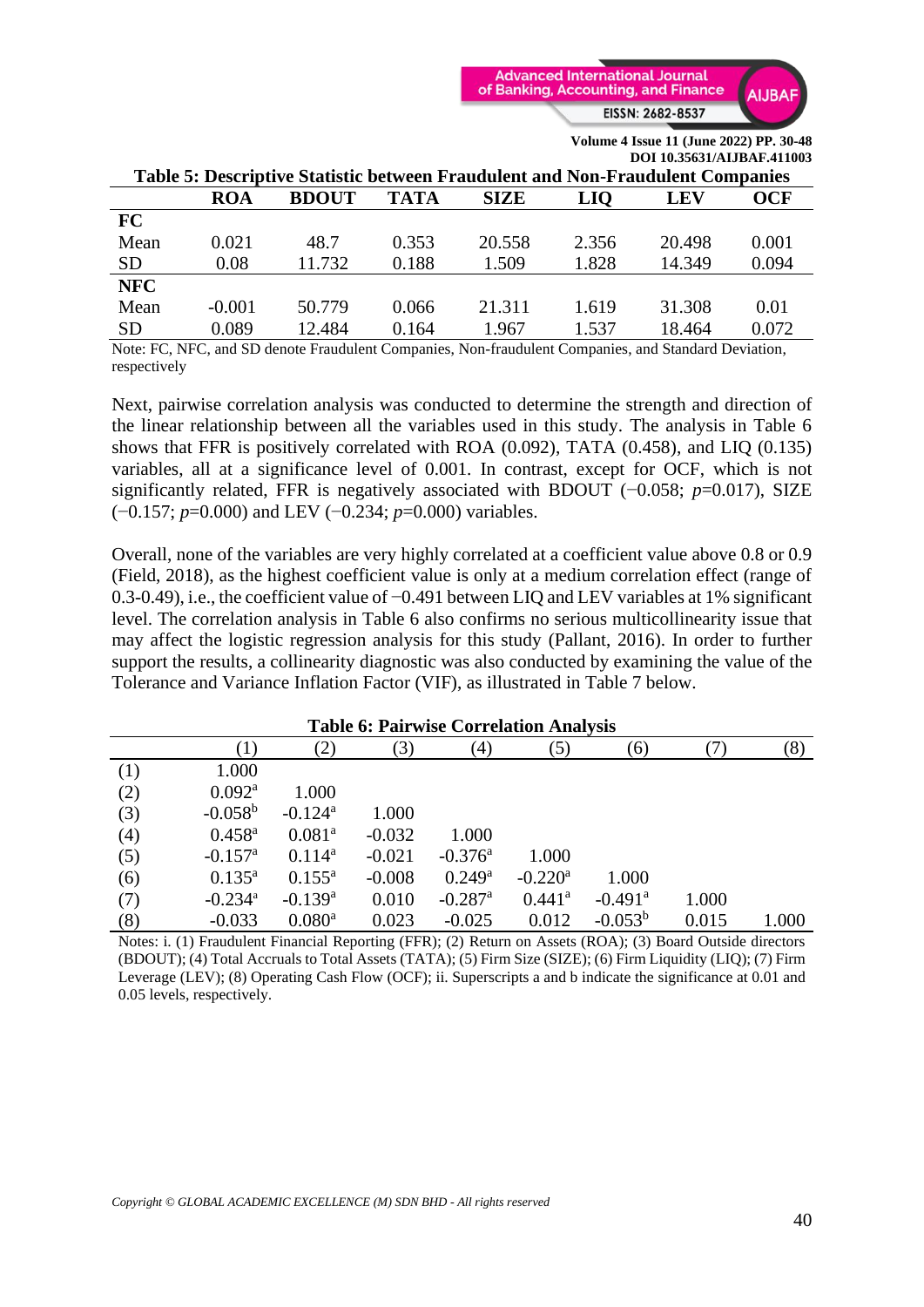**Table 5: Descriptive Statistic between Fraudulent and Non-Fraudulent Companies**

| | ROA | BDOUT | TATA | SIZE | LIQ | LEV | OCF |
|---|---|---|---|---|---|---|---|
| **FC** | | | | | | | |
| Mean | 0.021 | 48.7 | 0.353 | 20.558 | 2.356 | 20.498 | 0.001 |
| SD | 0.08 | 11.732 | 0.188 | 1.509 | 1.828 | 14.349 | 0.094 |
| **NFC** | | | | | | | |
| Mean | -0.001 | 50.779 | 0.066 | 21.311 | 1.619 | 31.308 | 0.01 |
| SD | 0.089 | 12.484 | 0.164 | 1.967 | 1.537 | 18.464 | 0.072 |

Note: FC, NFC, and SD denote Fraudulent Companies, Non-fraudulent Companies, and Standard Deviation, respectively

Next, pairwise correlation analysis was conducted to determine the strength and direction of the linear relationship between all the variables used in this study. The analysis in Table 6 shows that FFR is positively correlated with ROA (0.092), TATA (0.458), and LIQ (0.135) variables, all at a significance level of 0.001. In contrast, except for OCF, which is not significantly related, FFR is negatively associated with BDOUT (−0.058; *p*=0.017), SIZE (−0.157; *p*=0.000) and LEV (−0.234; *p*=0.000) variables.

Overall, none of the variables are very highly correlated at a coefficient value above 0.8 or 0.9 (Field, 2018), as the highest coefficient value is only at a medium correlation effect (range of 0.3-0.49), i.e., the coefficient value of −0.491 between LIQ and LEV variables at 1% significant level. The correlation analysis in Table 6 also confirms no serious multicollinearity issue that may affect the logistic regression analysis for this study (Pallant, 2016). In order to further support the results, a collinearity diagnostic was also conducted by examining the value of the Tolerance and Variance Inflation Factor (VIF), as illustrated in Table 7 below.

**Table 6: Pairwise Correlation Analysis**

| | (1) | (2) | (3) | (4) | (5) | (6) | (7) | (8) |
|---|---|---|---|---|---|---|---|---|
| (1) | 1.000 | | | | | | | |
| (2) | 0.092[a] | 1.000 | | | | | | |
| (3) | -0.058[b] | -0.124[a] | 1.000 | | | | | |
| (4) | 0.458[a] | 0.081[a] | -0.032 | 1.000 | | | | |
| (5) | -0.157[a] | 0.114[a] | -0.021 | -0.376[a] | 1.000 | | | |
| (6) | 0.135[a] | 0.155[a] | -0.008 | 0.249[a] | -0.220[a] | 1.000 | | |
| (7) | -0.234[a] | -0.139[a] | 0.010 | -0.287[a] | 0.441[a] | -0.491[a] | 1.000 | |
| (8) | -0.033 | 0.080[a] | 0.023 | -0.025 | 0.012 | -0.053[b] | 0.015 | 1.000 |

Notes: i. (1) Fraudulent Financial Reporting (FFR); (2) Return on Assets (ROA); (3) Board Outside directors (BDOUT); (4) Total Accruals to Total Assets (TATA); (5) Firm Size (SIZE); (6) Firm Liquidity (LIQ); (7) Firm Leverage (LEV); (8) Operating Cash Flow (OCF); ii. Superscripts a and b indicate the significance at 0.01 and 0.05 levels, respectively.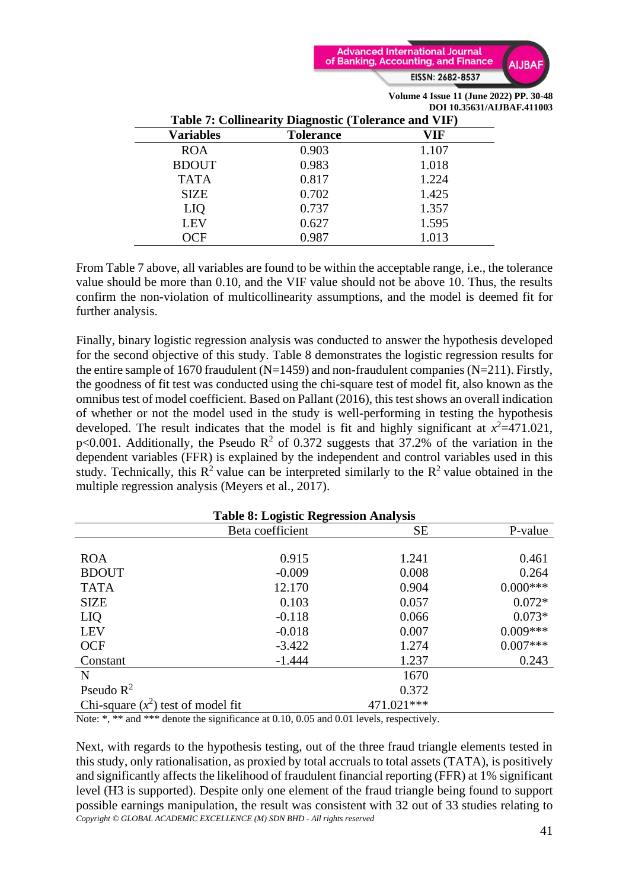**Table 7: Collinearity Diagnostic (Tolerance and VIF)**

| Variables | Tolerance | VIF |
|---|---|---|
| ROA | 0.903 | 1.107 |
| BDOUT | 0.983 | 1.018 |
| TATA | 0.817 | 1.224 |
| SIZE | 0.702 | 1.425 |
| LIQ | 0.737 | 1.357 |
| LEV | 0.627 | 1.595 |
| OCF | 0.987 | 1.013 |

From Table 7 above, all variables are found to be within the acceptable range, i.e., the tolerance value should be more than 0.10, and the VIF value should not be above 10. Thus, the results confirm the non-violation of multicollinearity assumptions, and the model is deemed fit for further analysis.

Finally, binary logistic regression analysis was conducted to answer the hypothesis developed for the second objective of this study. Table 8 demonstrates the logistic regression results for the entire sample of 1670 fraudulent (N=1459) and non-fraudulent companies (N=211). Firstly, the goodness of fit test was conducted using the chi-square test of model fit, also known as the omnibus test of model coefficient. Based on Pallant (2016), this test shows an overall indication of whether or not the model used in the study is well-performing in testing the hypothesis developed. The result indicates that the model is fit and highly significant at $x^2$=471.021, p<0.001. Additionally, the Pseudo $R^2$ of 0.372 suggests that 37.2% of the variation in the dependent variables (FFR) is explained by the independent and control variables used in this study. Technically, this $R^2$ value can be interpreted similarly to the $R^2$ value obtained in the multiple regression analysis (Meyers et al., 2017).

**Table 8: Logistic Regression Analysis**

| | Beta coefficient | SE | P-value |
|---|---|---|---|
| ROA | 0.915 | 1.241 | 0.461 |
| BDOUT | -0.009 | 0.008 | 0.264 |
| TATA | 12.170 | 0.904 | 0.000*** |
| SIZE | 0.103 | 0.057 | 0.072* |
| LIQ | -0.118 | 0.066 | 0.073* |
| LEV | -0.018 | 0.007 | 0.009*** |
| OCF | -3.422 | 1.274 | 0.007*** |
| Constant | -1.444 | 1.237 | 0.243 |
| N | | 1670 | |
| Pseudo $R^2$ | | 0.372 | |
| Chi-square ($x^2$) test of model fit | | 471.021*** | |

Note: *, ** and *** denote the significance at 0.10, 0.05 and 0.01 levels, respectively.

Next, with regards to the hypothesis testing, out of the three fraud triangle elements tested in this study, only rationalisation, as proxied by total accruals to total assets (TATA), is positively and significantly affects the likelihood of fraudulent financial reporting (FFR) at 1% significant level (H3 is supported). Despite only one element of the fraud triangle being found to support possible earnings manipulation, the result was consistent with 32 out of 33 studies relating to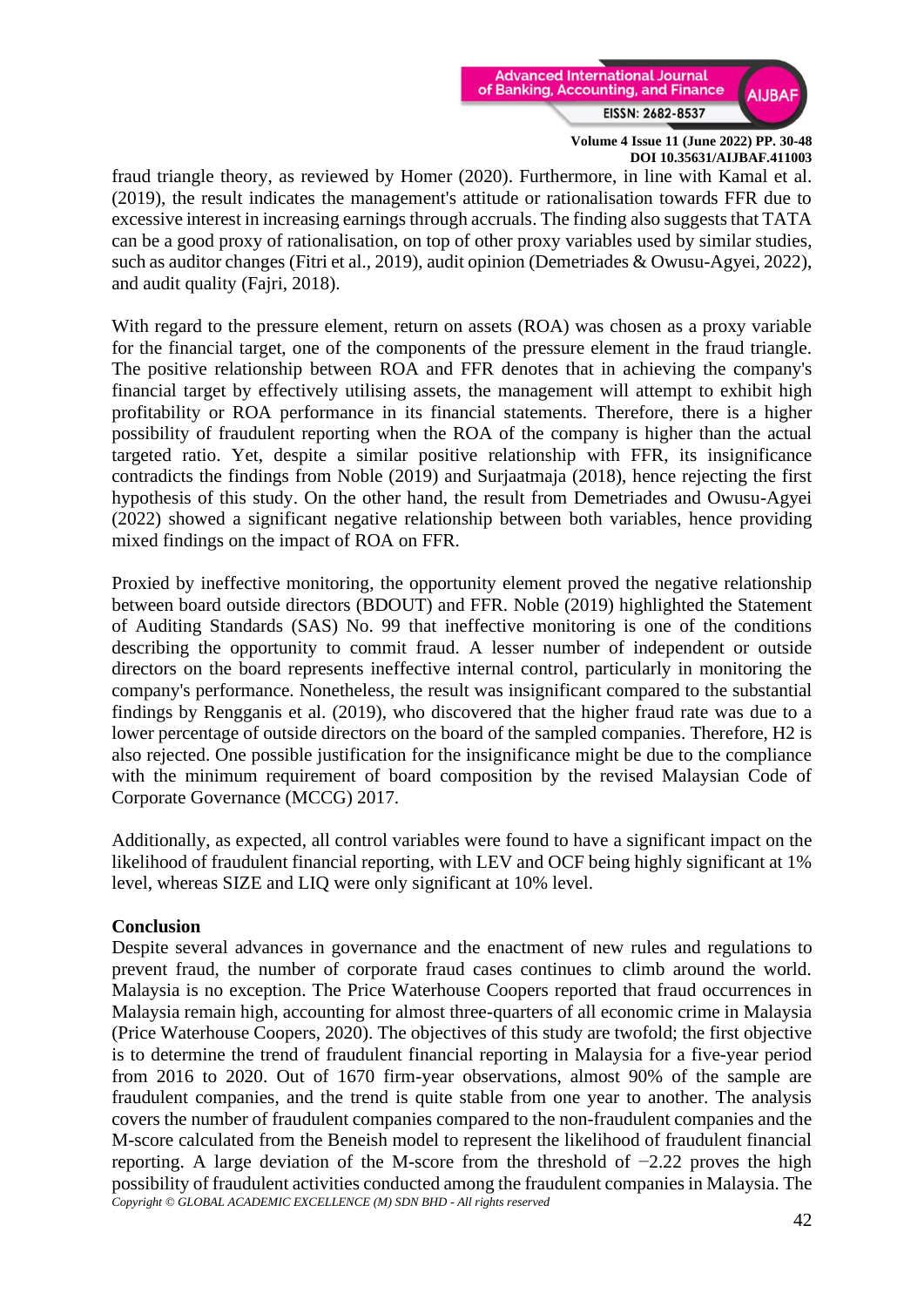fraud triangle theory, as reviewed by Homer (2020). Furthermore, in line with Kamal et al. (2019), the result indicates the management's attitude or rationalisation towards FFR due to excessive interest in increasing earnings through accruals. The finding also suggests that TATA can be a good proxy of rationalisation, on top of other proxy variables used by similar studies, such as auditor changes (Fitri et al., 2019), audit opinion (Demetriades & Owusu-Agyei, 2022), and audit quality (Fajri, 2018).

With regard to the pressure element, return on assets (ROA) was chosen as a proxy variable for the financial target, one of the components of the pressure element in the fraud triangle. The positive relationship between ROA and FFR denotes that in achieving the company's financial target by effectively utilising assets, the management will attempt to exhibit high profitability or ROA performance in its financial statements. Therefore, there is a higher possibility of fraudulent reporting when the ROA of the company is higher than the actual targeted ratio. Yet, despite a similar positive relationship with FFR, its insignificance contradicts the findings from Noble (2019) and Surjaatmaja (2018), hence rejecting the first hypothesis of this study. On the other hand, the result from Demetriades and Owusu-Agyei (2022) showed a significant negative relationship between both variables, hence providing mixed findings on the impact of ROA on FFR.

Proxied by ineffective monitoring, the opportunity element proved the negative relationship between board outside directors (BDOUT) and FFR. Noble (2019) highlighted the Statement of Auditing Standards (SAS) No. 99 that ineffective monitoring is one of the conditions describing the opportunity to commit fraud. A lesser number of independent or outside directors on the board represents ineffective internal control, particularly in monitoring the company's performance. Nonetheless, the result was insignificant compared to the substantial findings by Rengganis et al. (2019), who discovered that the higher fraud rate was due to a lower percentage of outside directors on the board of the sampled companies. Therefore, H2 is also rejected. One possible justification for the insignificance might be due to the compliance with the minimum requirement of board composition by the revised Malaysian Code of Corporate Governance (MCCG) 2017.

Additionally, as expected, all control variables were found to have a significant impact on the likelihood of fraudulent financial reporting, with LEV and OCF being highly significant at 1% level, whereas SIZE and LIQ were only significant at 10% level.

## Conclusion

Despite several advances in governance and the enactment of new rules and regulations to prevent fraud, the number of corporate fraud cases continues to climb around the world. Malaysia is no exception. The Price Waterhouse Coopers reported that fraud occurrences in Malaysia remain high, accounting for almost three-quarters of all economic crime in Malaysia (Price Waterhouse Coopers, 2020). The objectives of this study are twofold; the first objective is to determine the trend of fraudulent financial reporting in Malaysia for a five-year period from 2016 to 2020. Out of 1670 firm-year observations, almost 90% of the sample are fraudulent companies, and the trend is quite stable from one year to another. The analysis covers the number of fraudulent companies compared to the non-fraudulent companies and the M-score calculated from the Beneish model to represent the likelihood of fraudulent financial reporting. A large deviation of the M-score from the threshold of $-2.22$ proves the high possibility of fraudulent activities conducted among the fraudulent companies in Malaysia. The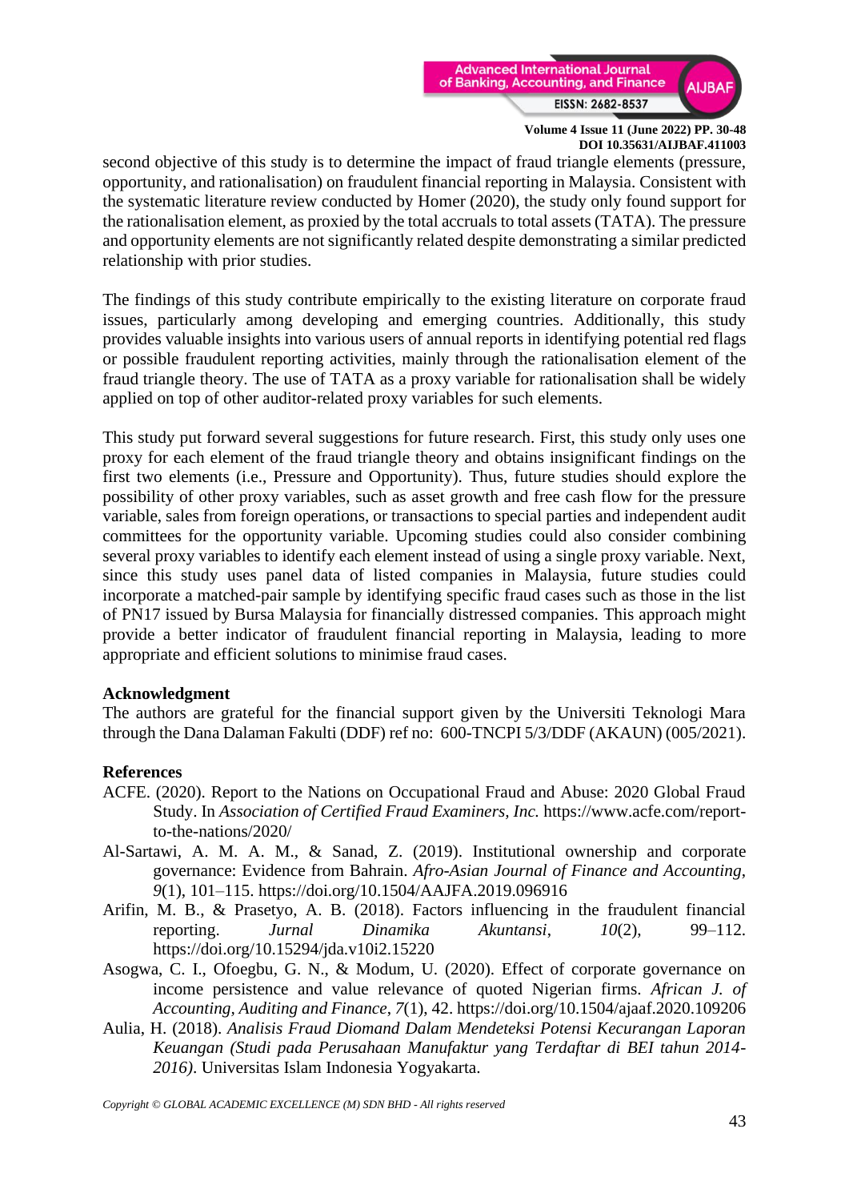second objective of this study is to determine the impact of fraud triangle elements (pressure, opportunity, and rationalisation) on fraudulent financial reporting in Malaysia. Consistent with the systematic literature review conducted by Homer (2020), the study only found support for the rationalisation element, as proxied by the total accruals to total assets (TATA). The pressure and opportunity elements are not significantly related despite demonstrating a similar predicted relationship with prior studies.

The findings of this study contribute empirically to the existing literature on corporate fraud issues, particularly among developing and emerging countries. Additionally, this study provides valuable insights into various users of annual reports in identifying potential red flags or possible fraudulent reporting activities, mainly through the rationalisation element of the fraud triangle theory. The use of TATA as a proxy variable for rationalisation shall be widely applied on top of other auditor-related proxy variables for such elements.

This study put forward several suggestions for future research. First, this study only uses one proxy for each element of the fraud triangle theory and obtains insignificant findings on the first two elements (i.e., Pressure and Opportunity). Thus, future studies should explore the possibility of other proxy variables, such as asset growth and free cash flow for the pressure variable, sales from foreign operations, or transactions to special parties and independent audit committees for the opportunity variable. Upcoming studies could also consider combining several proxy variables to identify each element instead of using a single proxy variable. Next, since this study uses panel data of listed companies in Malaysia, future studies could incorporate a matched-pair sample by identifying specific fraud cases such as those in the list of PN17 issued by Bursa Malaysia for financially distressed companies. This approach might provide a better indicator of fraudulent financial reporting in Malaysia, leading to more appropriate and efficient solutions to minimise fraud cases.

## Acknowledgment

The authors are grateful for the financial support given by the Universiti Teknologi Mara through the Dana Dalaman Fakulti (DDF) ref no: 600-TNCPI 5/3/DDF (AKAUN) (005/2021).

## References

ACFE. (2020). Report to the Nations on Occupational Fraud and Abuse: 2020 Global Fraud Study. In *Association of Certified Fraud Examiners, Inc.* https://www.acfe.com/report-to-the-nations/2020/

Al-Sartawi, A. M. A. M., & Sanad, Z. (2019). Institutional ownership and corporate governance: Evidence from Bahrain. *Afro-Asian Journal of Finance and Accounting*, *9*(1), 101–115. https://doi.org/10.1504/AAJFA.2019.096916

Arifin, M. B., & Prasetyo, A. B. (2018). Factors influencing in the fraudulent financial reporting. *Jurnal Dinamika Akuntansi*, *10*(2), 99–112. https://doi.org/10.15294/jda.v10i2.15220

Asogwa, C. I., Ofoegbu, G. N., & Modum, U. (2020). Effect of corporate governance on income persistence and value relevance of quoted Nigerian firms. *African J. of Accounting, Auditing and Finance*, *7*(1), 42. https://doi.org/10.1504/ajaaf.2020.109206

Aulia, H. (2018). *Analisis Fraud Diomand Dalam Mendeteksi Potensi Kecurangan Laporan Keuangan (Studi pada Perusahaan Manufaktur yang Terdaftar di BEI tahun 2014-2016)*. Universitas Islam Indonesia Yogyakarta.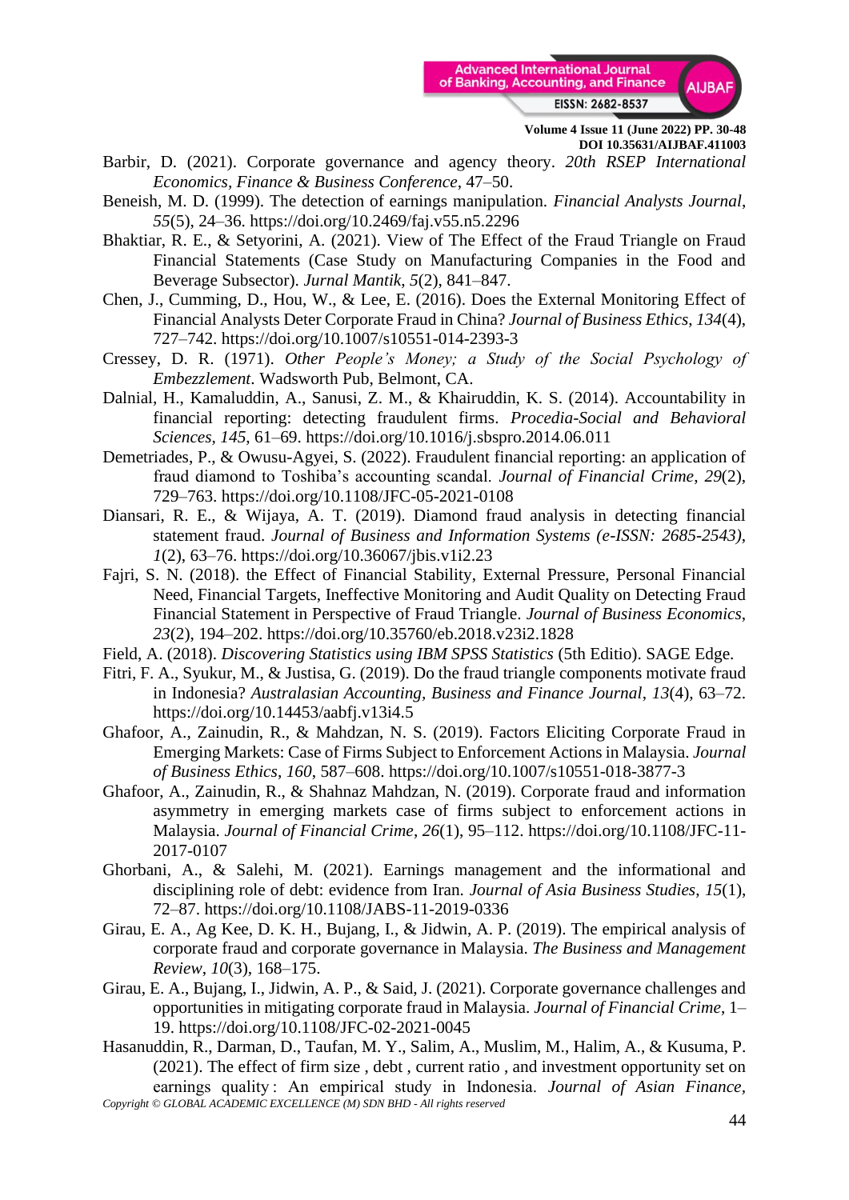Barbir, D. (2021). Corporate governance and agency theory. *20th RSEP International Economics, Finance & Business Conference*, 47–50.

Beneish, M. D. (1999). The detection of earnings manipulation. *Financial Analysts Journal*, *55*(5), 24–36. https://doi.org/10.2469/faj.v55.n5.2296

Bhaktiar, R. E., & Setyorini, A. (2021). View of The Effect of the Fraud Triangle on Fraud Financial Statements (Case Study on Manufacturing Companies in the Food and Beverage Subsector). *Jurnal Mantik*, *5*(2), 841–847.

Chen, J., Cumming, D., Hou, W., & Lee, E. (2016). Does the External Monitoring Effect of Financial Analysts Deter Corporate Fraud in China? *Journal of Business Ethics*, *134*(4), 727–742. https://doi.org/10.1007/s10551-014-2393-3

Cressey, D. R. (1971). *Other People's Money; a Study of the Social Psychology of Embezzlement*. Wadsworth Pub, Belmont, CA.

Dalnial, H., Kamaluddin, A., Sanusi, Z. M., & Khairuddin, K. S. (2014). Accountability in financial reporting: detecting fraudulent firms. *Procedia-Social and Behavioral Sciences*, *145*, 61–69. https://doi.org/10.1016/j.sbspro.2014.06.011

Demetriades, P., & Owusu-Agyei, S. (2022). Fraudulent financial reporting: an application of fraud diamond to Toshiba's accounting scandal. *Journal of Financial Crime*, *29*(2), 729–763. https://doi.org/10.1108/JFC-05-2021-0108

Diansari, R. E., & Wijaya, A. T. (2019). Diamond fraud analysis in detecting financial statement fraud. *Journal of Business and Information Systems (e-ISSN: 2685-2543)*, *1*(2), 63–76. https://doi.org/10.36067/jbis.v1i2.23

Fajri, S. N. (2018). the Effect of Financial Stability, External Pressure, Personal Financial Need, Financial Targets, Ineffective Monitoring and Audit Quality on Detecting Fraud Financial Statement in Perspective of Fraud Triangle. *Journal of Business Economics*, *23*(2), 194–202. https://doi.org/10.35760/eb.2018.v23i2.1828

Field, A. (2018). *Discovering Statistics using IBM SPSS Statistics* (5th Editio). SAGE Edge.

Fitri, F. A., Syukur, M., & Justisa, G. (2019). Do the fraud triangle components motivate fraud in Indonesia? *Australasian Accounting, Business and Finance Journal*, *13*(4), 63–72. https://doi.org/10.14453/aabfj.v13i4.5

Ghafoor, A., Zainudin, R., & Mahdzan, N. S. (2019). Factors Eliciting Corporate Fraud in Emerging Markets: Case of Firms Subject to Enforcement Actions in Malaysia. *Journal of Business Ethics*, *160*, 587–608. https://doi.org/10.1007/s10551-018-3877-3

Ghafoor, A., Zainudin, R., & Shahnaz Mahdzan, N. (2019). Corporate fraud and information asymmetry in emerging markets case of firms subject to enforcement actions in Malaysia. *Journal of Financial Crime*, *26*(1), 95–112. https://doi.org/10.1108/JFC-11-2017-0107

Ghorbani, A., & Salehi, M. (2021). Earnings management and the informational and disciplining role of debt: evidence from Iran. *Journal of Asia Business Studies*, *15*(1), 72–87. https://doi.org/10.1108/JABS-11-2019-0336

Girau, E. A., Ag Kee, D. K. H., Bujang, I., & Jidwin, A. P. (2019). The empirical analysis of corporate fraud and corporate governance in Malaysia. *The Business and Management Review*, *10*(3), 168–175.

Girau, E. A., Bujang, I., Jidwin, A. P., & Said, J. (2021). Corporate governance challenges and opportunities in mitigating corporate fraud in Malaysia. *Journal of Financial Crime*, 1–19. https://doi.org/10.1108/JFC-02-2021-0045

Hasanuddin, R., Darman, D., Taufan, M. Y., Salim, A., Muslim, M., Halim, A., & Kusuma, P. (2021). The effect of firm size , debt , current ratio , and investment opportunity set on earnings quality : An empirical study in Indonesia. *Journal of Asian Finance*,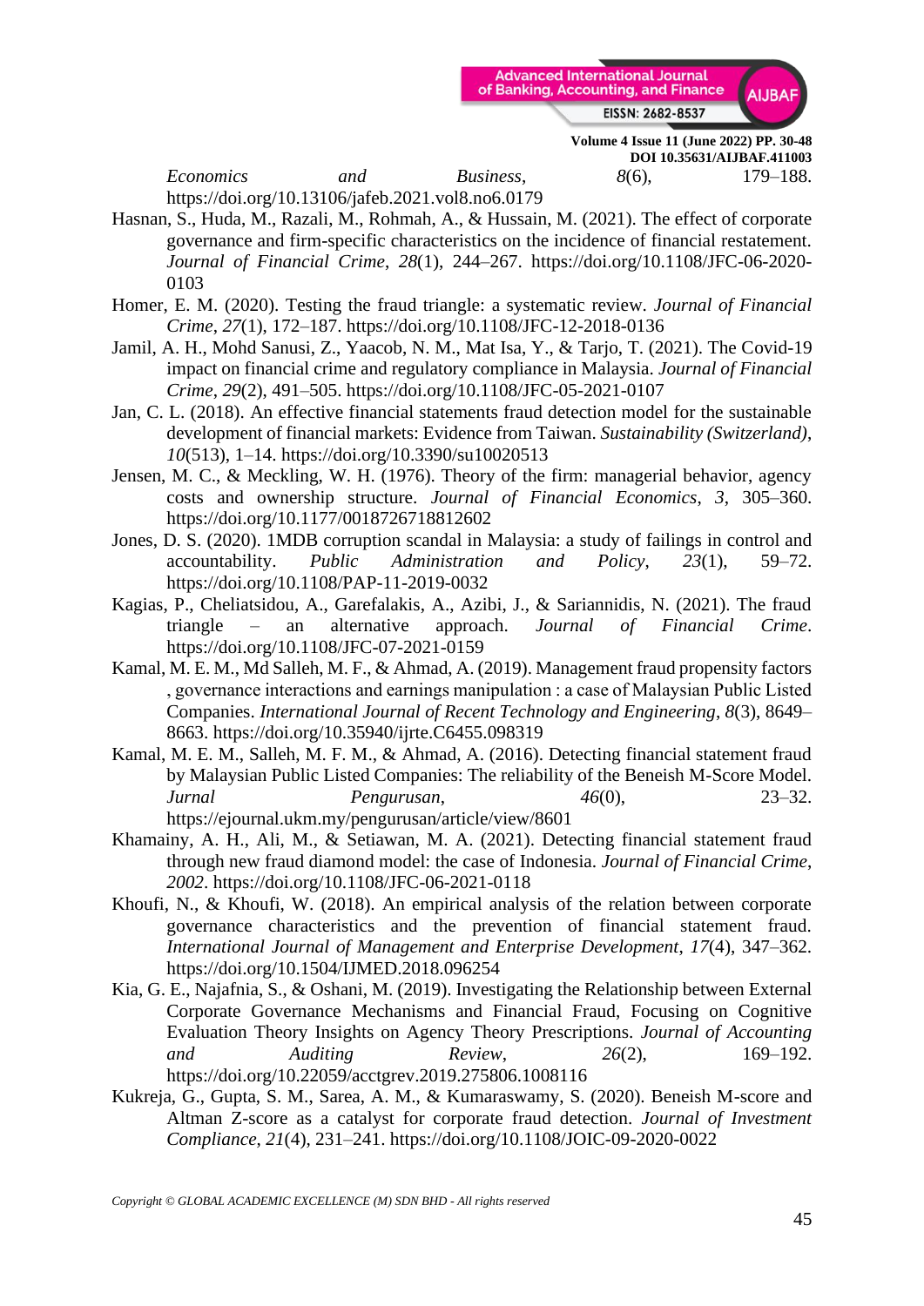*Economics and Business*, *8*(6), 179–188. https://doi.org/10.13106/jafeb.2021.vol8.no6.0179

Hasnan, S., Huda, M., Razali, M., Rohmah, A., & Hussain, M. (2021). The effect of corporate governance and firm-specific characteristics on the incidence of financial restatement. *Journal of Financial Crime*, *28*(1), 244–267. https://doi.org/10.1108/JFC-06-2020-0103

Homer, E. M. (2020). Testing the fraud triangle: a systematic review. *Journal of Financial Crime*, *27*(1), 172–187. https://doi.org/10.1108/JFC-12-2018-0136

Jamil, A. H., Mohd Sanusi, Z., Yaacob, N. M., Mat Isa, Y., & Tarjo, T. (2021). The Covid-19 impact on financial crime and regulatory compliance in Malaysia. *Journal of Financial Crime*, *29*(2), 491–505. https://doi.org/10.1108/JFC-05-2021-0107

Jan, C. L. (2018). An effective financial statements fraud detection model for the sustainable development of financial markets: Evidence from Taiwan. *Sustainability (Switzerland)*, *10*(513), 1–14. https://doi.org/10.3390/su10020513

Jensen, M. C., & Meckling, W. H. (1976). Theory of the firm: managerial behavior, agency costs and ownership structure. *Journal of Financial Economics*, *3*, 305–360. https://doi.org/10.1177/0018726718812602

Jones, D. S. (2020). 1MDB corruption scandal in Malaysia: a study of failings in control and accountability. *Public Administration and Policy*, *23*(1), 59–72. https://doi.org/10.1108/PAP-11-2019-0032

Kagias, P., Cheliatsidou, A., Garefalakis, A., Azibi, J., & Sariannidis, N. (2021). The fraud triangle – an alternative approach. *Journal of Financial Crime*. https://doi.org/10.1108/JFC-07-2021-0159

Kamal, M. E. M., Md Salleh, M. F., & Ahmad, A. (2019). Management fraud propensity factors , governance interactions and earnings manipulation : a case of Malaysian Public Listed Companies. *International Journal of Recent Technology and Engineering*, *8*(3), 8649–8663. https://doi.org/10.35940/ijrte.C6455.098319

Kamal, M. E. M., Salleh, M. F. M., & Ahmad, A. (2016). Detecting financial statement fraud by Malaysian Public Listed Companies: The reliability of the Beneish M-Score Model. *Jurnal Pengurusan*, *46*(0), 23–32. https://ejournal.ukm.my/pengurusan/article/view/8601

Khamainy, A. H., Ali, M., & Setiawan, M. A. (2021). Detecting financial statement fraud through new fraud diamond model: the case of Indonesia. *Journal of Financial Crime*, *2002*. https://doi.org/10.1108/JFC-06-2021-0118

Khoufi, N., & Khoufi, W. (2018). An empirical analysis of the relation between corporate governance characteristics and the prevention of financial statement fraud. *International Journal of Management and Enterprise Development*, *17*(4), 347–362. https://doi.org/10.1504/IJMED.2018.096254

Kia, G. E., Najafnia, S., & Oshani, M. (2019). Investigating the Relationship between External Corporate Governance Mechanisms and Financial Fraud, Focusing on Cognitive Evaluation Theory Insights on Agency Theory Prescriptions. *Journal of Accounting and Auditing Review*, *26*(2), 169–192. https://doi.org/10.22059/acctgrev.2019.275806.1008116

Kukreja, G., Gupta, S. M., Sarea, A. M., & Kumaraswamy, S. (2020). Beneish M-score and Altman Z-score as a catalyst for corporate fraud detection. *Journal of Investment Compliance*, *21*(4), 231–241. https://doi.org/10.1108/JOIC-09-2020-0022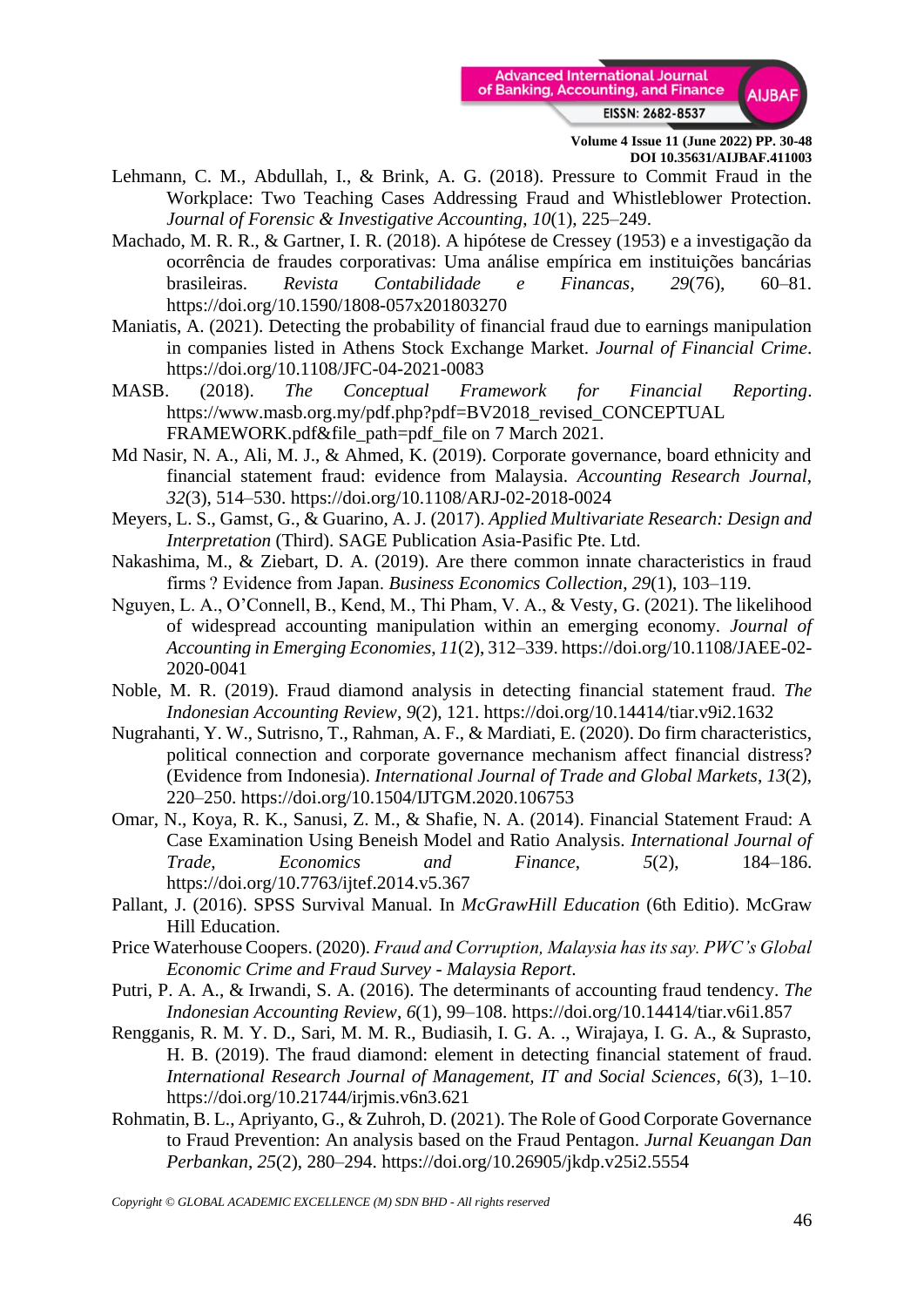Lehmann, C. M., Abdullah, I., & Brink, A. G. (2018). Pressure to Commit Fraud in the Workplace: Two Teaching Cases Addressing Fraud and Whistleblower Protection. *Journal of Forensic & Investigative Accounting*, *10*(1), 225–249.

Machado, M. R. R., & Gartner, I. R. (2018). A hipótese de Cressey (1953) e a investigação da ocorrência de fraudes corporativas: Uma análise empírica em instituições bancárias brasileiras. *Revista Contabilidade e Financas*, *29*(76), 60–81. https://doi.org/10.1590/1808-057x201803270

Maniatis, A. (2021). Detecting the probability of financial fraud due to earnings manipulation in companies listed in Athens Stock Exchange Market. *Journal of Financial Crime*. https://doi.org/10.1108/JFC-04-2021-0083

MASB. (2018). *The Conceptual Framework for Financial Reporting*. https://www.masb.org.my/pdf.php?pdf=BV2018_revised_CONCEPTUAL FRAMEWORK.pdf&file_path=pdf_file on 7 March 2021.

Md Nasir, N. A., Ali, M. J., & Ahmed, K. (2019). Corporate governance, board ethnicity and financial statement fraud: evidence from Malaysia. *Accounting Research Journal*, *32*(3), 514–530. https://doi.org/10.1108/ARJ-02-2018-0024

Meyers, L. S., Gamst, G., & Guarino, A. J. (2017). *Applied Multivariate Research: Design and Interpretation* (Third). SAGE Publication Asia-Pasific Pte. Ltd.

Nakashima, M., & Ziebart, D. A. (2019). Are there common innate characteristics in fraud firms ? Evidence from Japan. *Business Economics Collection*, *29*(1), 103–119.

Nguyen, L. A., O'Connell, B., Kend, M., Thi Pham, V. A., & Vesty, G. (2021). The likelihood of widespread accounting manipulation within an emerging economy. *Journal of Accounting in Emerging Economies*, *11*(2), 312–339. https://doi.org/10.1108/JAEE-02-2020-0041

Noble, M. R. (2019). Fraud diamond analysis in detecting financial statement fraud. *The Indonesian Accounting Review*, *9*(2), 121. https://doi.org/10.14414/tiar.v9i2.1632

Nugrahanti, Y. W., Sutrisno, T., Rahman, A. F., & Mardiati, E. (2020). Do firm characteristics, political connection and corporate governance mechanism affect financial distress? (Evidence from Indonesia). *International Journal of Trade and Global Markets*, *13*(2), 220–250. https://doi.org/10.1504/IJTGM.2020.106753

Omar, N., Koya, R. K., Sanusi, Z. M., & Shafie, N. A. (2014). Financial Statement Fraud: A Case Examination Using Beneish Model and Ratio Analysis. *International Journal of Trade, Economics and Finance*, *5*(2), 184–186. https://doi.org/10.7763/ijtef.2014.v5.367

Pallant, J. (2016). SPSS Survival Manual. In *McGrawHill Education* (6th Editio). McGraw Hill Education.

Price Waterhouse Coopers. (2020). *Fraud and Corruption, Malaysia has its say. PWC's Global Economic Crime and Fraud Survey - Malaysia Report*.

Putri, P. A. A., & Irwandi, S. A. (2016). The determinants of accounting fraud tendency. *The Indonesian Accounting Review*, *6*(1), 99–108. https://doi.org/10.14414/tiar.v6i1.857

Rengganis, R. M. Y. D., Sari, M. M. R., Budiasih, I. G. A. ., Wirajaya, I. G. A., & Suprasto, H. B. (2019). The fraud diamond: element in detecting financial statement of fraud. *International Research Journal of Management, IT and Social Sciences*, *6*(3), 1–10. https://doi.org/10.21744/irjmis.v6n3.621

Rohmatin, B. L., Apriyanto, G., & Zuhroh, D. (2021). The Role of Good Corporate Governance to Fraud Prevention: An analysis based on the Fraud Pentagon. *Jurnal Keuangan Dan Perbankan*, *25*(2), 280–294. https://doi.org/10.26905/jkdp.v25i2.5554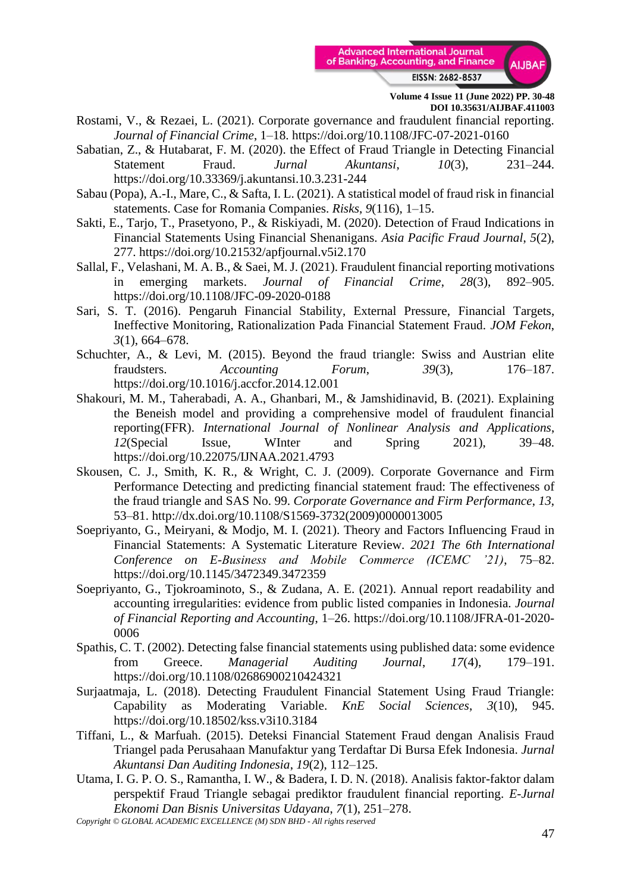Rostami, V., & Rezaei, L. (2021). Corporate governance and fraudulent financial reporting. *Journal of Financial Crime*, 1–18. https://doi.org/10.1108/JFC-07-2021-0160

Sabatian, Z., & Hutabarat, F. M. (2020). the Effect of Fraud Triangle in Detecting Financial Statement Fraud. *Jurnal Akuntansi*, *10*(3), 231–244. https://doi.org/10.33369/j.akuntansi.10.3.231-244

Sabau (Popa), A.-I., Mare, C., & Safta, I. L. (2021). A statistical model of fraud risk in financial statements. Case for Romania Companies. *Risks*, *9*(116), 1–15.

Sakti, E., Tarjo, T., Prasetyono, P., & Riskiyadi, M. (2020). Detection of Fraud Indications in Financial Statements Using Financial Shenanigans. *Asia Pacific Fraud Journal*, *5*(2), 277. https://doi.org/10.21532/apfjournal.v5i2.170

Sallal, F., Velashani, M. A. B., & Saei, M. J. (2021). Fraudulent financial reporting motivations in emerging markets. *Journal of Financial Crime*, *28*(3), 892–905. https://doi.org/10.1108/JFC-09-2020-0188

Sari, S. T. (2016). Pengaruh Financial Stability, External Pressure, Financial Targets, Ineffective Monitoring, Rationalization Pada Financial Statement Fraud. *JOM Fekon*, *3*(1), 664–678.

Schuchter, A., & Levi, M. (2015). Beyond the fraud triangle: Swiss and Austrian elite fraudsters. *Accounting Forum*, *39*(3), 176–187. https://doi.org/10.1016/j.accfor.2014.12.001

Shakouri, M. M., Taherabadi, A. A., Ghanbari, M., & Jamshidinavid, B. (2021). Explaining the Beneish model and providing a comprehensive model of fraudulent financial reporting(FFR). *International Journal of Nonlinear Analysis and Applications*, *12*(Special Issue, WInter and Spring 2021), 39–48. https://doi.org/10.22075/IJNAA.2021.4793

Skousen, C. J., Smith, K. R., & Wright, C. J. (2009). Corporate Governance and Firm Performance Detecting and predicting financial statement fraud: The effectiveness of the fraud triangle and SAS No. 99. *Corporate Governance and Firm Performance*, *13*, 53–81. http://dx.doi.org/10.1108/S1569-3732(2009)0000013005

Soepriyanto, G., Meiryani, & Modjo, M. I. (2021). Theory and Factors Influencing Fraud in Financial Statements: A Systematic Literature Review. *2021 The 6th International Conference on E-Business and Mobile Commerce (ICEMC '21)*, 75–82. https://doi.org/10.1145/3472349.3472359

Soepriyanto, G., Tjokroaminoto, S., & Zudana, A. E. (2021). Annual report readability and accounting irregularities: evidence from public listed companies in Indonesia. *Journal of Financial Reporting and Accounting*, 1–26. https://doi.org/10.1108/JFRA-01-2020-0006

Spathis, C. T. (2002). Detecting false financial statements using published data: some evidence from Greece. *Managerial Auditing Journal*, *17*(4), 179–191. https://doi.org/10.1108/02686900210424321

Surjaatmaja, L. (2018). Detecting Fraudulent Financial Statement Using Fraud Triangle: Capability as Moderating Variable. *KnE Social Sciences*, *3*(10), 945. https://doi.org/10.18502/kss.v3i10.3184

Tiffani, L., & Marfuah. (2015). Deteksi Financial Statement Fraud dengan Analisis Fraud Triangel pada Perusahaan Manufaktur yang Terdaftar Di Bursa Efek Indonesia. *Jurnal Akuntansi Dan Auditing Indonesia*, *19*(2), 112–125.

Utama, I. G. P. O. S., Ramantha, I. W., & Badera, I. D. N. (2018). Analisis faktor-faktor dalam perspektif Fraud Triangle sebagai prediktor fraudulent financial reporting. *E-Jurnal Ekonomi Dan Bisnis Universitas Udayana*, *7*(1), 251–278.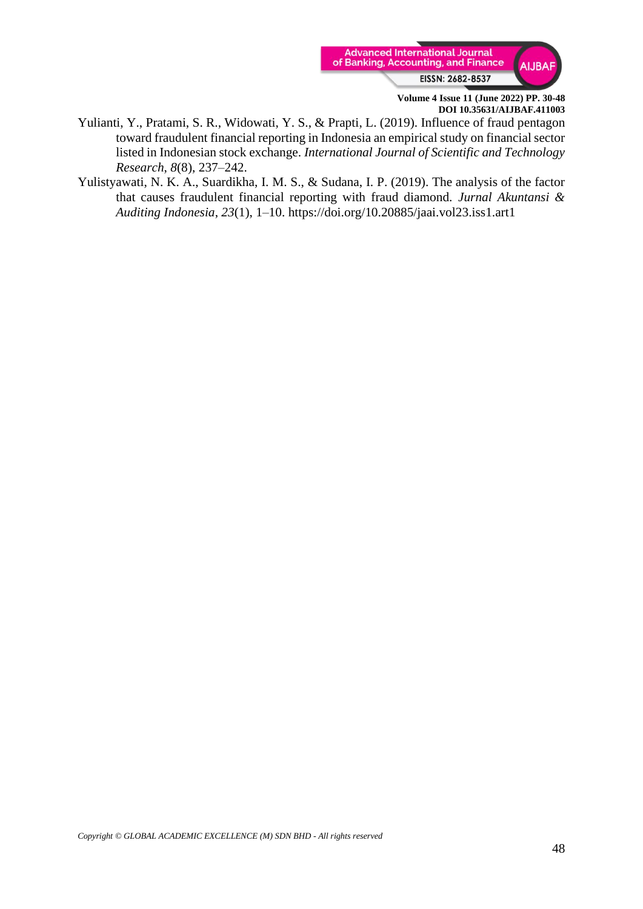Yulianti, Y., Pratami, S. R., Widowati, Y. S., & Prapti, L. (2019). Influence of fraud pentagon toward fraudulent financial reporting in Indonesia an empirical study on financial sector listed in Indonesian stock exchange. *International Journal of Scientific and Technology Research*, *8*(8), 237–242.

Yulistyawati, N. K. A., Suardikha, I. M. S., & Sudana, I. P. (2019). The analysis of the factor that causes fraudulent financial reporting with fraud diamond. *Jurnal Akuntansi & Auditing Indonesia*, *23*(1), 1–10. https://doi.org/10.20885/jaai.vol23.iss1.art1